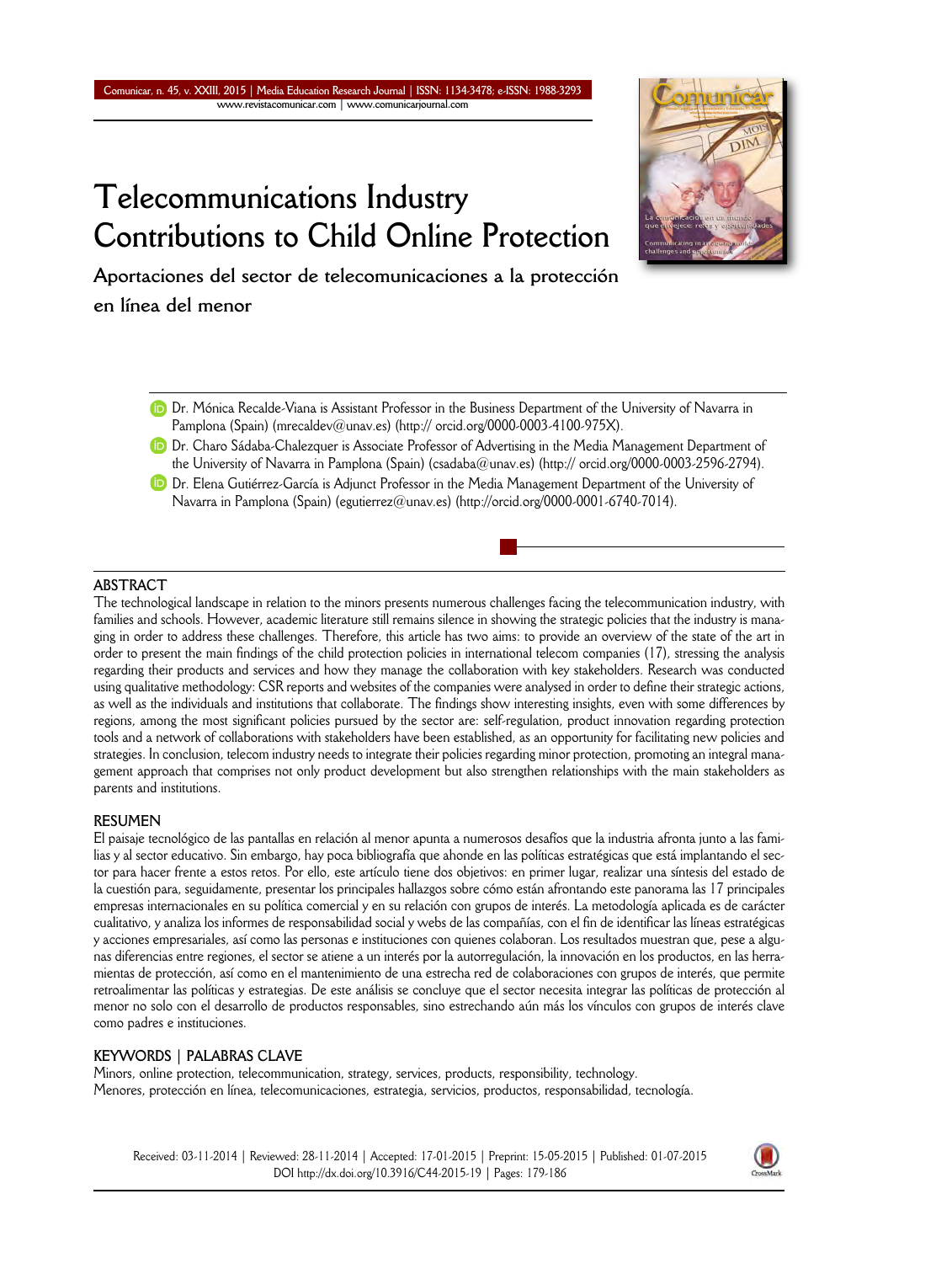# Telecommunications Industry Contributions to Child Online Protection

## Aportaciones del sector de telecomunicaciones a la protección en línea del menor

Dr. Mónica Recalde-Viana is Assistant Professor in the Business Department of the University of Navarra in Pamplona (Spain) (mrecaldev@unav.es) (http:// orcid.org/0000-0003-4100-975X).

Dr. Charo Sádaba-Chalezquer is Associate Professor of Advertising in the Media Management Department of the University of Navarra in Pamplona (Spain) (csadaba@unav.es) (http:// orcid.org/0000-0003-2596-2794).

Dr. Elena Gutiérrez-García is Adjunct Professor in the Media Management Department of the University of Navarra in Pamplona (Spain) (egutierrez@unav.es) (http://orcid.org/0000-0001-6740-7014).

### ABSTRACT

The technological landscape in relation to the minors presents numerous challenges facing the telecommunication industry, with families and schools. However, academic literature still remains silence in showing the strategic policies that the industry is managing in order to address these challenges. Therefore, this article has two aims: to provide an overview of the state of the art in order to present the main findings of the child protection policies in international telecom companies (17), stressing the analysis regarding their products and services and how they manage the collaboration with key stakeholders. Research was conducted using qualitative methodology: CSR reports and websites of the companies were analysed in order to define their strategic actions, as well as the individuals and institutions that collaborate. The findings show interesting insights, even with some differences by regions, among the most significant policies pursued by the sector are: self-regulation, product innovation regarding protection tools and a network of collaborations with stakeholders have been established, as an opportunity for facilitating new policies and strategies. In conclusion, telecom industry needs to integrate their policies regarding minor protection, promoting an integral management approach that comprises not only product development but also strengthen relationships with the main stakeholders as parents and institutions.

### RESUMEN

El paisaje tecnológico de las pantallas en relación al menor apunta a numerosos desafíos que la industria afronta junto a las familias y al sector educativo. Sin embargo, hay poca bibliografía que ahonde en las políticas estratégicas que está implantando el sector para hacer frente a estos retos. Por ello, este artículo tiene dos objetivos: en primer lugar, realizar una síntesis del estado de la cuestión para, seguidamente, presentar los principales hallazgos sobre cómo están afrontando este panorama las 17 principales empresas internacionales en su política comercial y en su relación con grupos de interés. La metodología aplicada es de carácter cualitativo, y analiza los informes de responsabilidad social y webs de las compañías, con el fin de identificar las líneas estratégicas y acciones empresariales, así como las personas e instituciones con quienes colaboran. Los resultados muestran que, pese a algunas diferencias entre regiones, el sector se atiene a un interés por la autorregulación, la innovación en los productos, en las herramientas de protección, así como en el mantenimiento de una estrecha red de colaboraciones con grupos de interés, que permite retroalimentar las políticas y estrategias. De este análisis se concluye que el sector necesita integrar las políticas de protección al menor no solo con el desarrollo de productos responsables, sino estrechando aún más los vínculos con grupos de interés clave como padres e instituciones.

### KEYWORDS | PALABRAS CLAVE

Minors, online protection, telecommunication, strategy, services, products, responsibility, technology.
Menores, protección en línea, telecomunicaciones, estrategia, servicios, productos, responsabilidad, tecnología.

Received: 03-11-2014 | Reviewed: 28-11-2014 | Accepted: 17-01-2015 | Preprint: 15-05-2015 | Published: 01-07-2015
DOI http://dx.doi.org/10.3916/C44-2015-19 | Pages: 179-186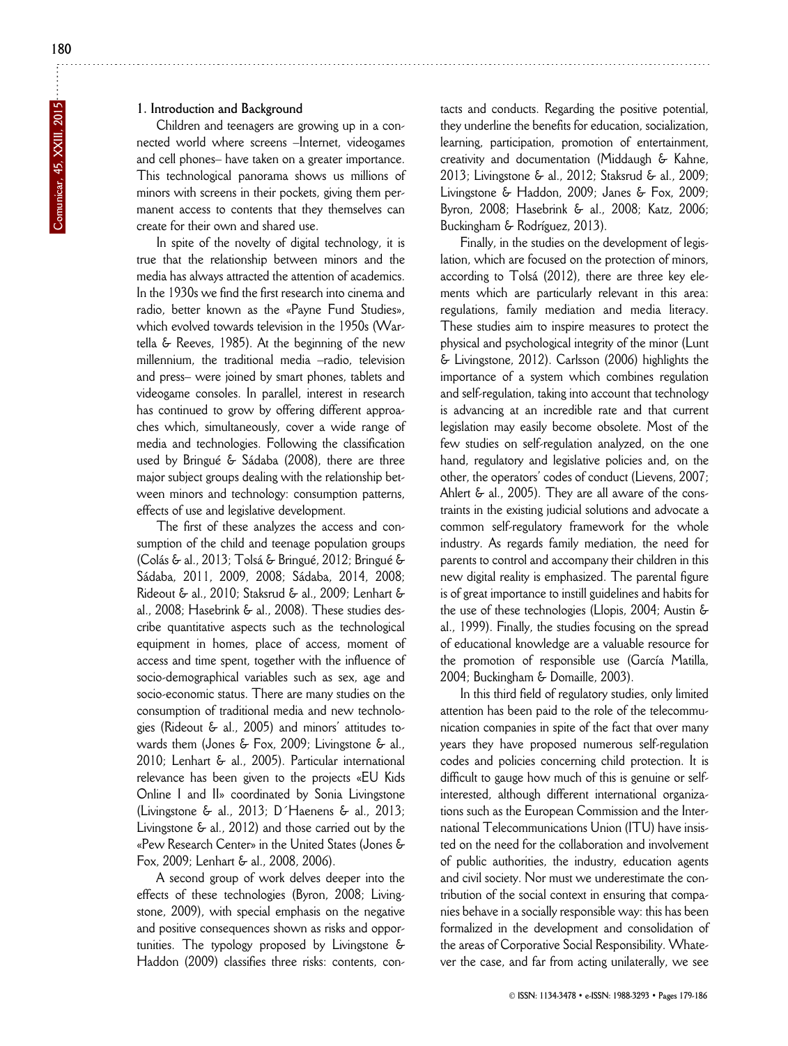## 1. Introduction and Background

Children and teenagers are growing up in a connected world where screens –Internet, videogames and cell phones– have taken on a greater importance. This technological panorama shows us millions of minors with screens in their pockets, giving them permanent access to contents that they themselves can create for their own and shared use.

In spite of the novelty of digital technology, it is true that the relationship between minors and the media has always attracted the attention of academics. In the 1930s we find the first research into cinema and radio, better known as the «Payne Fund Studies», which evolved towards television in the 1950s (Wartella & Reeves, 1985). At the beginning of the new millennium, the traditional media –radio, television and press– were joined by smart phones, tablets and videogame consoles. In parallel, interest in research has continued to grow by offering different approaches which, simultaneously, cover a wide range of media and technologies. Following the classification used by Bringué & Sádaba (2008), there are three major subject groups dealing with the relationship between minors and technology: consumption patterns, effects of use and legislative development.

The first of these analyzes the access and consumption of the child and teenage population groups (Colás & al., 2013; Tolsá & Bringué, 2012; Bringué & Sádaba, 2011, 2009, 2008; Sádaba, 2014, 2008; Rideout & al., 2010; Staksrud & al., 2009; Lenhart & al., 2008; Hasebrink & al., 2008). These studies describe quantitative aspects such as the technological equipment in homes, place of access, moment of access and time spent, together with the influence of socio-demographical variables such as sex, age and socio-economic status. There are many studies on the consumption of traditional media and new technologies (Rideout & al., 2005) and minors' attitudes towards them (Jones & Fox, 2009; Livingstone & al., 2010; Lenhart & al., 2005). Particular international relevance has been given to the projects «EU Kids Online I and II» coordinated by Sonia Livingstone (Livingstone & al., 2013; D´Haenens & al., 2013; Livingstone & al., 2012) and those carried out by the «Pew Research Center» in the United States (Jones & Fox, 2009; Lenhart & al., 2008, 2006).

A second group of work delves deeper into the effects of these technologies (Byron, 2008; Livingstone, 2009), with special emphasis on the negative and positive consequences shown as risks and opportunities. The typology proposed by Livingstone & Haddon (2009) classifies three risks: contents, contacts and conducts. Regarding the positive potential, they underline the benefits for education, socialization, learning, participation, promotion of entertainment, creativity and documentation (Middaugh & Kahne, 2013; Livingstone & al., 2012; Staksrud & al., 2009; Livingstone & Haddon, 2009; Janes & Fox, 2009; Byron, 2008; Hasebrink & al., 2008; Katz, 2006; Buckingham & Rodríguez, 2013).

Finally, in the studies on the development of legislation, which are focused on the protection of minors, according to Tolsá (2012), there are three key elements which are particularly relevant in this area: regulations, family mediation and media literacy. These studies aim to inspire measures to protect the physical and psychological integrity of the minor (Lunt & Livingstone, 2012). Carlsson (2006) highlights the importance of a system which combines regulation and self-regulation, taking into account that technology is advancing at an incredible rate and that current legislation may easily become obsolete. Most of the few studies on self-regulation analyzed, on the one hand, regulatory and legislative policies and, on the other, the operators' codes of conduct (Lievens, 2007; Ahlert & al., 2005). They are all aware of the constraints in the existing judicial solutions and advocate a common self-regulatory framework for the whole industry. As regards family mediation, the need for parents to control and accompany their children in this new digital reality is emphasized. The parental figure is of great importance to instill guidelines and habits for the use of these technologies (Llopis, 2004; Austin & al., 1999). Finally, the studies focusing on the spread of educational knowledge are a valuable resource for the promotion of responsible use (García Matilla, 2004; Buckingham & Domaille, 2003).

In this third field of regulatory studies, only limited attention has been paid to the role of the telecommunication companies in spite of the fact that over many years they have proposed numerous self-regulation codes and policies concerning child protection. It is difficult to gauge how much of this is genuine or self-interested, although different international organizations such as the European Commission and the International Telecommunications Union (ITU) have insisted on the need for the collaboration and involvement of public authorities, the industry, education agents and civil society. Nor must we underestimate the contribution of the social context in ensuring that companies behave in a socially responsible way: this has been formalized in the development and consolidation of the areas of Corporative Social Responsibility. Whatever the case, and far from acting unilaterally, we see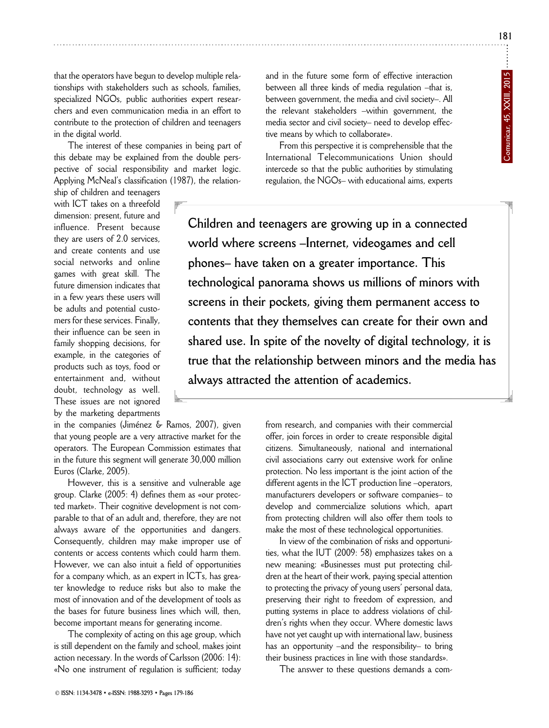that the operators have begun to develop multiple relationships with stakeholders such as schools, families, specialized NGOs, public authorities expert researchers and even communication media in an effort to contribute to the protection of children and teenagers in the digital world.

The interest of these companies in being part of this debate may be explained from the double perspective of social responsibility and market logic. Applying McNeal's classification (1987), the relationship of children and teenagers with ICT takes on a threefold dimension: present, future and influence. Present because they are users of 2.0 services, and create contents and use social networks and online games with great skill. The future dimension indicates that in a few years these users will be adults and potential customers for these services. Finally, their influence can be seen in family shopping decisions, for example, in the categories of products such as toys, food or entertainment and, without doubt, technology as well. These issues are not ignored by the marketing departments in the companies (Jiménez & Ramos, 2007), given that young people are a very attractive market for the operators. The European Commission estimates that in the future this segment will generate 30,000 million Euros (Clarke, 2005).

However, this is a sensitive and vulnerable age group. Clarke (2005: 4) defines them as «our protected market». Their cognitive development is not comparable to that of an adult and, therefore, they are not always aware of the opportunities and dangers. Consequently, children may make improper use of contents or access contents which could harm them. However, we can also intuit a field of opportunities for a company which, as an expert in ICTs, has greater knowledge to reduce risks but also to make the most of innovation and of the development of tools as the bases for future business lines which will, then, become important means for generating income.

The complexity of acting on this age group, which is still dependent on the family and school, makes joint action necessary. In the words of Carlsson (2006: 14): «No one instrument of regulation is sufficient; today and in the future some form of effective interaction between all three kinds of media regulation –that is, between government, the media and civil society–. All the relevant stakeholders –within government, the media sector and civil society– need to develop effective means by which to collaborate».

From this perspective it is comprehensible that the International Telecommunications Union should intercede so that the public authorities by stimulating regulation, the NGOs– with educational aims, experts from research, and companies with their commercial offer, join forces in order to create responsible digital citizens. Simultaneously, national and international civil associations carry out extensive work for online protection. No less important is the joint action of the different agents in the ICT production line –operators, manufacturers developers or software companies– to develop and commercialize solutions which, apart from protecting children will also offer them tools to make the most of these technological opportunities.

> **Children and teenagers are growing up in a connected world where screens –Internet, videogames and cell phones– have taken on a greater importance. This technological panorama shows us millions of minors with screens in their pockets, giving them permanent access to contents that they themselves can create for their own and shared use. In spite of the novelty of digital technology, it is true that the relationship between minors and the media has always attracted the attention of academics.**

In view of the combination of risks and opportunities, what the IUT (2009: 58) emphasizes takes on a new meaning: «Businesses must put protecting children at the heart of their work, paying special attention to protecting the privacy of young users' personal data, preserving their right to freedom of expression, and putting systems in place to address violations of children's rights when they occur. Where domestic laws have not yet caught up with international law, business has an opportunity –and the responsibility– to bring their business practices in line with those standards».

The answer to these questions demands a com-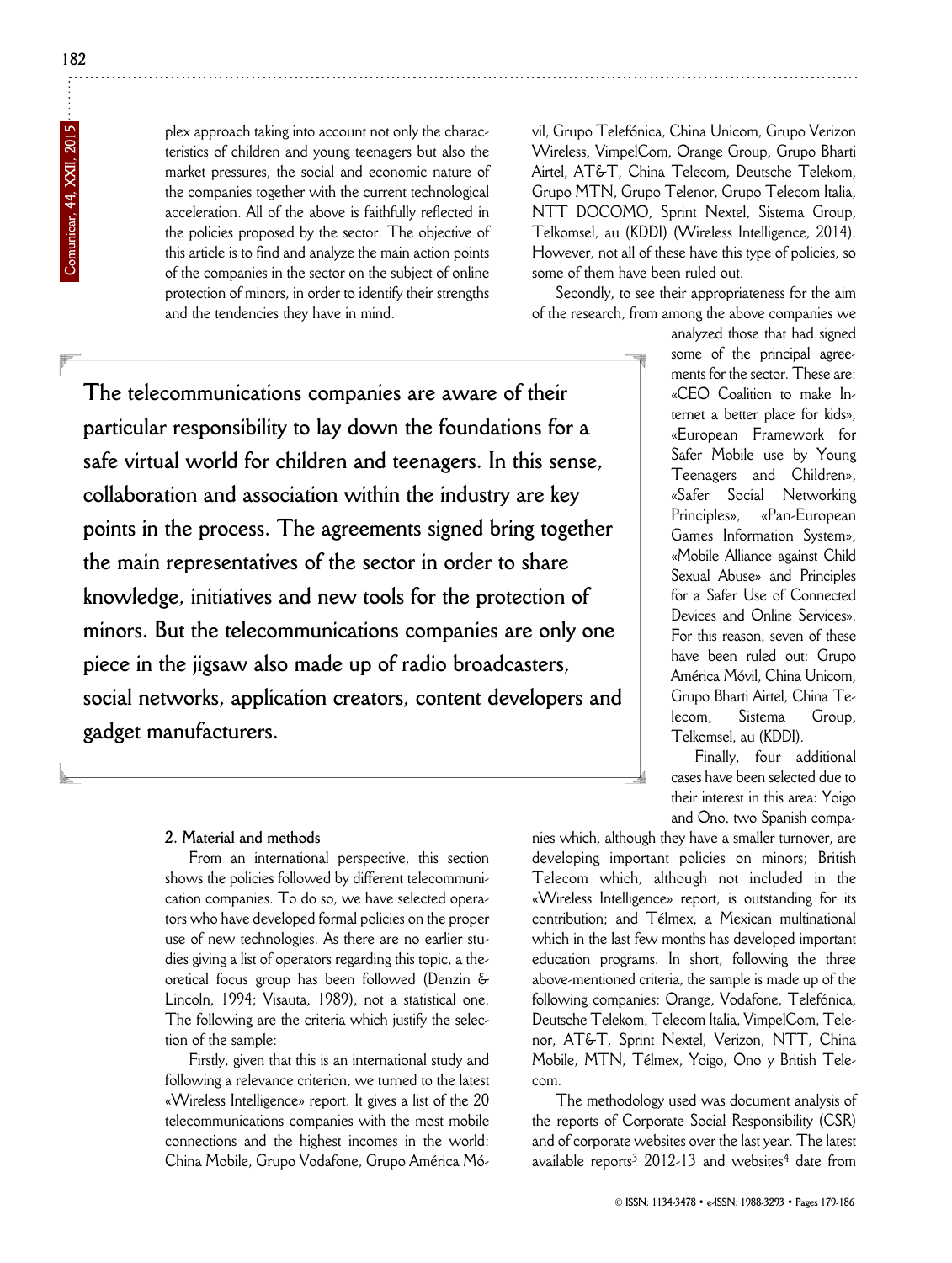plex approach taking into account not only the characteristics of children and young teenagers but also the market pressures, the social and economic nature of the companies together with the current technological acceleration. All of the above is faithfully reflected in the policies proposed by the sector. The objective of this article is to find and analyze the main action points of the companies in the sector on the subject of online protection of minors, in order to identify their strengths and the tendencies they have in mind.

> **The telecommunications companies are aware of their particular responsibility to lay down the foundations for a safe virtual world for children and teenagers. In this sense, collaboration and association within the industry are key points in the process. The agreements signed bring together the main representatives of the sector in order to share knowledge, initiatives and new tools for the protection of minors. But the telecommunications companies are only one piece in the jigsaw also made up of radio broadcasters, social networks, application creators, content developers and gadget manufacturers.**

## 2. Material and methods

From an international perspective, this section shows the policies followed by different telecommunication companies. To do so, we have selected operators who have developed formal policies on the proper use of new technologies. As there are no earlier studies giving a list of operators regarding this topic, a theoretical focus group has been followed (Denzin & Lincoln, 1994; Visauta, 1989), not a statistical one. The following are the criteria which justify the selection of the sample:

Firstly, given that this is an international study and following a relevance criterion, we turned to the latest «Wireless Intelligence» report. It gives a list of the 20 telecommunications companies with the most mobile connections and the highest incomes in the world: China Mobile, Grupo Vodafone, Grupo América Móvil, Grupo Telefónica, China Unicom, Grupo Verizon Wireless, VimpelCom, Orange Group, Grupo Bharti Airtel, AT&T, China Telecom, Deutsche Telekom, Grupo MTN, Grupo Telenor, Grupo Telecom Italia, NTT DOCOMO, Sprint Nextel, Sistema Group, Telkomsel, au (KDDI) (Wireless Intelligence, 2014). However, not all of these have this type of policies, so some of them have been ruled out.

Secondly, to see their appropriateness for the aim of the research, from among the above companies we analyzed those that had signed some of the principal agreements for the sector. These are: «CEO Coalition to make Internet a better place for kids», «European Framework for Safer Mobile use by Young Teenagers and Children», «Safer Social Networking Principles», «Pan-European Games Information System», «Mobile Alliance against Child Sexual Abuse» and Principles for a Safer Use of Connected Devices and Online Services». For this reason, seven of these have been ruled out: Grupo América Móvil, China Unicom, Grupo Bharti Airtel, China Telecom, Sistema Group, Telkomsel, au (KDDI).

Finally, four additional cases have been selected due to their interest in this area: Yoigo and Ono, two Spanish companies which, although they have a smaller turnover, are developing important policies on minors; British Telecom which, although not included in the «Wireless Intelligence» report, is outstanding for its contribution; and Télmex, a Mexican multinational which in the last few months has developed important education programs. In short, following the three above-mentioned criteria, the sample is made up of the following companies: Orange, Vodafone, Telefónica, Deutsche Telekom, Telecom Italia, VimpelCom, Telenor, AT&T, Sprint Nextel, Verizon, NTT, China Mobile, MTN, Télmex, Yoigo, Ono y British Telecom.

The methodology used was document analysis of the reports of Corporate Social Responsibility (CSR) and of corporate websites over the last year. The latest available reports[3] 2012-13 and websites[4] date from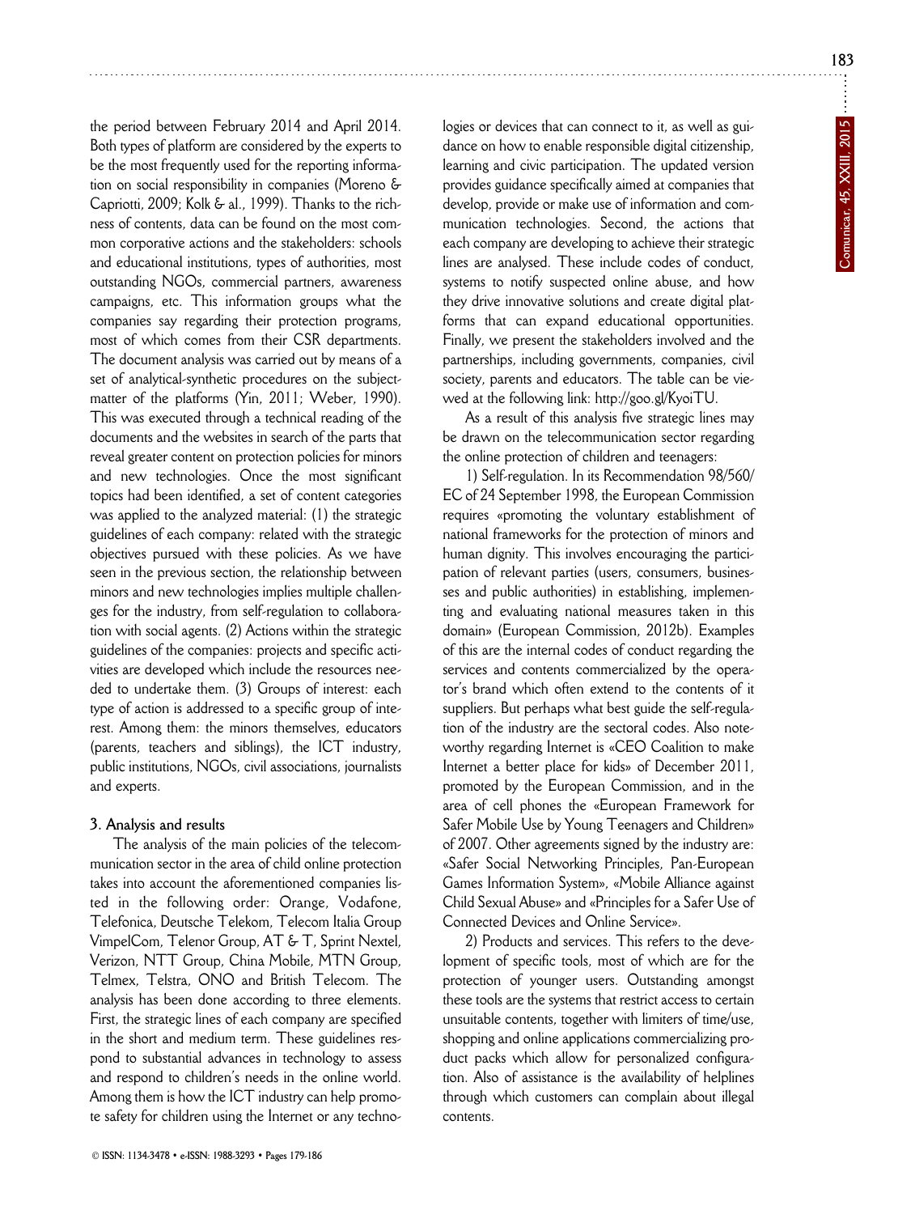the period between February 2014 and April 2014. Both types of platform are considered by the experts to be the most frequently used for the reporting information on social responsibility in companies (Moreno & Capriotti, 2009; Kolk & al., 1999). Thanks to the richness of contents, data can be found on the most common corporative actions and the stakeholders: schools and educational institutions, types of authorities, most outstanding NGOs, commercial partners, awareness campaigns, etc. This information groups what the companies say regarding their protection programs, most of which comes from their CSR departments. The document analysis was carried out by means of a set of analytical-synthetic procedures on the subject-matter of the platforms (Yin, 2011; Weber, 1990). This was executed through a technical reading of the documents and the websites in search of the parts that reveal greater content on protection policies for minors and new technologies. Once the most significant topics had been identified, a set of content categories was applied to the analyzed material: (1) the strategic guidelines of each company: related with the strategic objectives pursued with these policies. As we have seen in the previous section, the relationship between minors and new technologies implies multiple challenges for the industry, from self-regulation to collaboration with social agents. (2) Actions within the strategic guidelines of the companies: projects and specific activities are developed which include the resources needed to undertake them. (3) Groups of interest: each type of action is addressed to a specific group of interest. Among them: the minors themselves, educators (parents, teachers and siblings), the ICT industry, public institutions, NGOs, civil associations, journalists and experts.

### 3. Analysis and results

The analysis of the main policies of the telecommunication sector in the area of child online protection takes into account the aforementioned companies listed in the following order: Orange, Vodafone, Telefonica, Deutsche Telekom, Telecom Italia Group VimpelCom, Telenor Group, AT & T, Sprint Nextel, Verizon, NTT Group, China Mobile, MTN Group, Telmex, Telstra, ONO and British Telecom. The analysis has been done according to three elements. First, the strategic lines of each company are specified in the short and medium term. These guidelines respond to substantial advances in technology to assess and respond to children's needs in the online world. Among them is how the ICT industry can help promote safety for children using the Internet or any technologies or devices that can connect to it, as well as guidance on how to enable responsible digital citizenship, learning and civic participation. The updated version provides guidance specifically aimed at companies that develop, provide or make use of information and communication technologies. Second, the actions that each company are developing to achieve their strategic lines are analysed. These include codes of conduct, systems to notify suspected online abuse, and how they drive innovative solutions and create digital platforms that can expand educational opportunities. Finally, we present the stakeholders involved and the partnerships, including governments, companies, civil society, parents and educators. The table can be viewed at the following link: http://goo.gl/KyoiTU.

As a result of this analysis five strategic lines may be drawn on the telecommunication sector regarding the online protection of children and teenagers:

1) Self-regulation. In its Recommendation 98/560/EC of 24 September 1998, the European Commission requires «promoting the voluntary establishment of national frameworks for the protection of minors and human dignity. This involves encouraging the participation of relevant parties (users, consumers, businesses and public authorities) in establishing, implementing and evaluating national measures taken in this domain» (European Commission, 2012b). Examples of this are the internal codes of conduct regarding the services and contents commercialized by the operator's brand which often extend to the contents of it suppliers. But perhaps what best guide the self-regulation of the industry are the sectoral codes. Also noteworthy regarding Internet is «CEO Coalition to make Internet a better place for kids» of December 2011, promoted by the European Commission, and in the area of cell phones the «European Framework for Safer Mobile Use by Young Teenagers and Children» of 2007. Other agreements signed by the industry are: «Safer Social Networking Principles, Pan-European Games Information System», «Mobile Alliance against Child Sexual Abuse» and «Principles for a Safer Use of Connected Devices and Online Service».

2) Products and services. This refers to the development of specific tools, most of which are for the protection of younger users. Outstanding amongst these tools are the systems that restrict access to certain unsuitable contents, together with limiters of time/use, shopping and online applications commercializing product packs which allow for personalized configuration. Also of assistance is the availability of helplines through which customers can complain about illegal contents.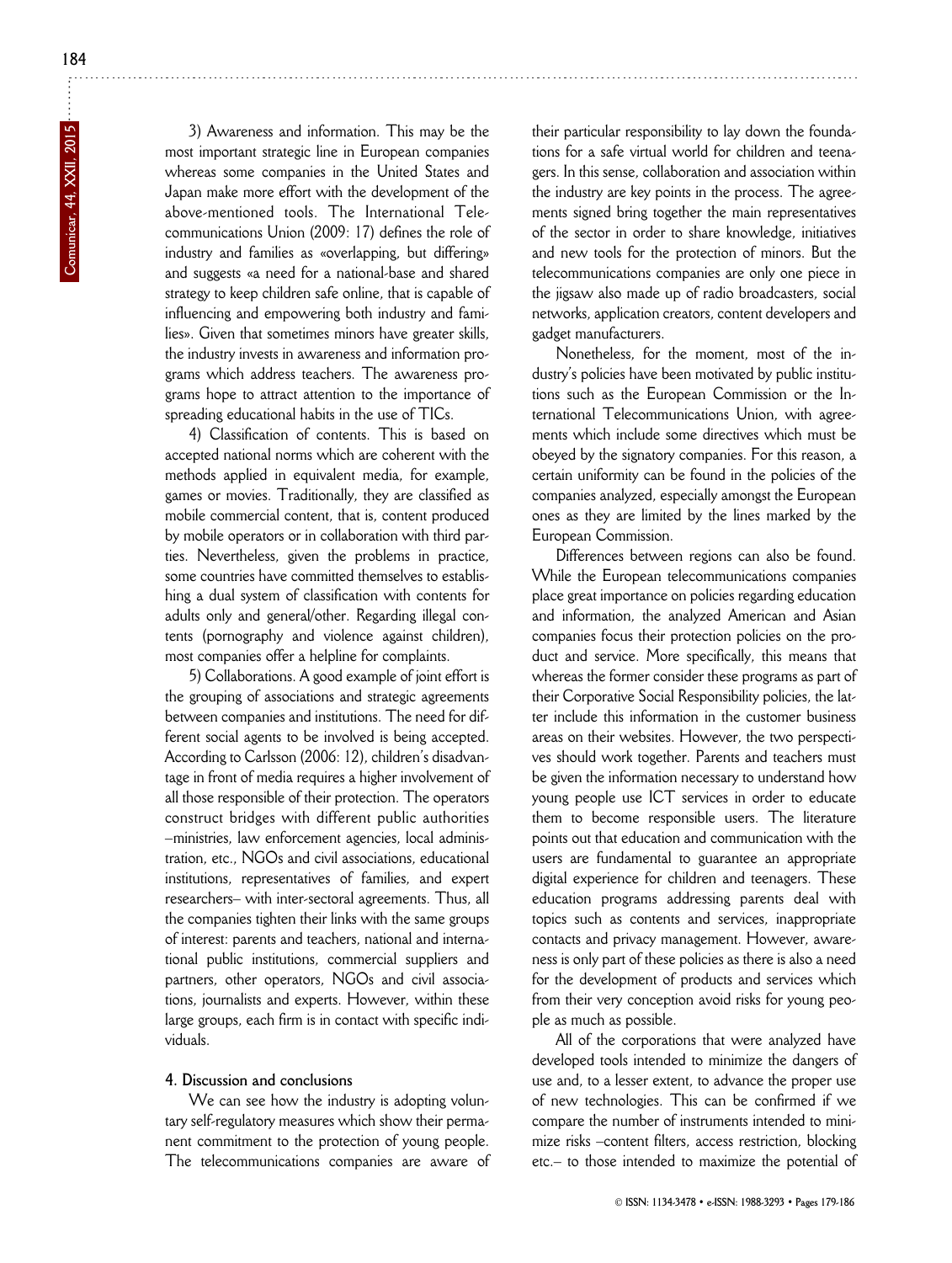3) Awareness and information. This may be the most important strategic line in European companies whereas some companies in the United States and Japan make more effort with the development of the above-mentioned tools. The International Telecommunications Union (2009: 17) defines the role of industry and families as «overlapping, but differing» and suggests «a need for a national-base and shared strategy to keep children safe online, that is capable of influencing and empowering both industry and families». Given that sometimes minors have greater skills, the industry invests in awareness and information programs which address teachers. The awareness programs hope to attract attention to the importance of spreading educational habits in the use of TICs.

4) Classification of contents. This is based on accepted national norms which are coherent with the methods applied in equivalent media, for example, games or movies. Traditionally, they are classified as mobile commercial content, that is, content produced by mobile operators or in collaboration with third parties. Nevertheless, given the problems in practice, some countries have committed themselves to establishing a dual system of classification with contents for adults only and general/other. Regarding illegal contents (pornography and violence against children), most companies offer a helpline for complaints.

5) Collaborations. A good example of joint effort is the grouping of associations and strategic agreements between companies and institutions. The need for different social agents to be involved is being accepted. According to Carlsson (2006: 12), children's disadvantage in front of media requires a higher involvement of all those responsible of their protection. The operators construct bridges with different public authorities –ministries, law enforcement agencies, local administration, etc., NGOs and civil associations, educational institutions, representatives of families, and expert researchers– with inter-sectoral agreements. Thus, all the companies tighten their links with the same groups of interest: parents and teachers, national and international public institutions, commercial suppliers and partners, other operators, NGOs and civil associations, journalists and experts. However, within these large groups, each firm is in contact with specific individuals.

## 4. Discussion and conclusions

We can see how the industry is adopting voluntary self-regulatory measures which show their permanent commitment to the protection of young people. The telecommunications companies are aware of their particular responsibility to lay down the foundations for a safe virtual world for children and teenagers. In this sense, collaboration and association within the industry are key points in the process. The agreements signed bring together the main representatives of the sector in order to share knowledge, initiatives and new tools for the protection of minors. But the telecommunications companies are only one piece in the jigsaw also made up of radio broadcasters, social networks, application creators, content developers and gadget manufacturers.

Nonetheless, for the moment, most of the industry's policies have been motivated by public institutions such as the European Commission or the International Telecommunications Union, with agreements which include some directives which must be obeyed by the signatory companies. For this reason, a certain uniformity can be found in the policies of the companies analyzed, especially amongst the European ones as they are limited by the lines marked by the European Commission.

Differences between regions can also be found. While the European telecommunications companies place great importance on policies regarding education and information, the analyzed American and Asian companies focus their protection policies on the product and service. More specifically, this means that whereas the former consider these programs as part of their Corporative Social Responsibility policies, the latter include this information in the customer business areas on their websites. However, the two perspectives should work together. Parents and teachers must be given the information necessary to understand how young people use ICT services in order to educate them to become responsible users. The literature points out that education and communication with the users are fundamental to guarantee an appropriate digital experience for children and teenagers. These education programs addressing parents deal with topics such as contents and services, inappropriate contacts and privacy management. However, awareness is only part of these policies as there is also a need for the development of products and services which from their very conception avoid risks for young people as much as possible.

All of the corporations that were analyzed have developed tools intended to minimize the dangers of use and, to a lesser extent, to advance the proper use of new technologies. This can be confirmed if we compare the number of instruments intended to minimize risks –content filters, access restriction, blocking etc.– to those intended to maximize the potential of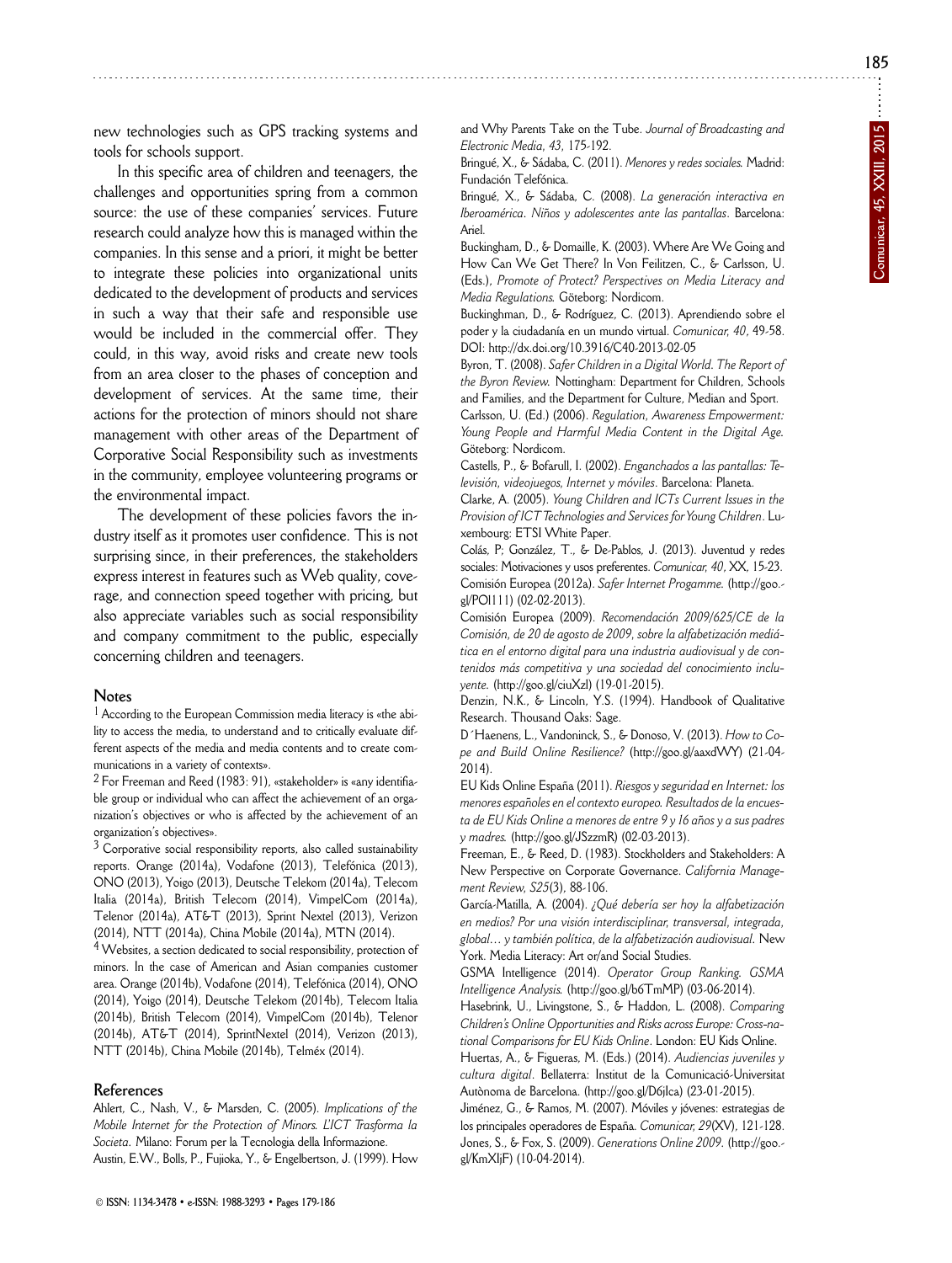new technologies such as GPS tracking systems and tools for schools support.

In this specific area of children and teenagers, the challenges and opportunities spring from a common source: the use of these companies' services. Future research could analyze how this is managed within the companies. In this sense and a priori, it might be better to integrate these policies into organizational units dedicated to the development of products and services in such a way that their safe and responsible use would be included in the commercial offer. They could, in this way, avoid risks and create new tools from an area closer to the phases of conception and development of services. At the same time, their actions for the protection of minors should not share management with other areas of the Department of Corporative Social Responsibility such as investments in the community, employee volunteering programs or the environmental impact.

The development of these policies favors the industry itself as it promotes user confidence. This is not surprising since, in their preferences, the stakeholders express interest in features such as Web quality, coverage, and connection speed together with pricing, but also appreciate variables such as social responsibility and company commitment to the public, especially concerning children and teenagers.

## Notes

[1] According to the European Commission media literacy is «the ability to access the media, to understand and to critically evaluate different aspects of the media and media contents and to create communications in a variety of contexts».

[2] For Freeman and Reed (1983: 91), «stakeholder» is «any identifiable group or individual who can affect the achievement of an organization's objectives or who is affected by the achievement of an organization's objectives».

[3] Corporative social responsibility reports, also called sustainability reports. Orange (2014a), Vodafone (2013), Telefónica (2013), ONO (2013), Yoigo (2013), Deutsche Telekom (2014a), Telecom Italia (2014a), British Telecom (2014), VimpelCom (2014a), Telenor (2014a), AT&T (2013), Sprint Nextel (2013), Verizon (2014), NTT (2014a), China Mobile (2014a), MTN (2014).

[4] Websites, a section dedicated to social responsibility, protection of minors. In the case of American and Asian companies customer area. Orange (2014b), Vodafone (2014), Telefónica (2014), ONO (2014), Yoigo (2014), Deutsche Telekom (2014b), Telecom Italia (2014b), British Telecom (2014), VimpelCom (2014b), Telenor (2014b), AT&T (2014), SprintNextel (2014), Verizon (2013), NTT (2014b), China Mobile (2014b), Telméx (2014).

## References

Ahlert, C., Nash, V., & Marsden, C. (2005). *Implications of the Mobile Internet for the Protection of Minors. L'ICT Trasforma la Societa*. Milano: Forum per la Tecnologia della Informazione.

Austin, E.W., Bolls, P., Fujioka, Y., & Engelbertson, J. (1999). How and Why Parents Take on the Tube. *Journal of Broadcasting and Electronic Media*, *43*, 175-192.

Bringué, X., & Sádaba, C. (2011). *Menores y redes sociales.* Madrid: Fundación Telefónica.

Bringué, X., & Sádaba, C. (2008). *La generación interactiva en Iberoamérica*. *Niños y adolescentes ante las pantallas*. Barcelona: Ariel.

Buckingham, D., & Domaille, K. (2003). Where Are We Going and How Can We Get There? In Von Feilitzen, C., & Carlsson, U. (Eds.), *Promote of Protect? Perspectives on Media Literacy and Media Regulations.* Göteborg: Nordicom.

Buckinghman, D., & Rodríguez, C. (2013). Aprendiendo sobre el poder y la ciudadanía en un mundo virtual. *Comunicar*, *40*, 49-58. DOI: http://dx.doi.org/10.3916/C40-2013-02-05

Byron, T. (2008). *Safer Children in a Digital World. The Report of the Byron Review.* Nottingham: Department for Children, Schools and Families, and the Department for Culture, Median and Sport.

Carlsson, U. (Ed.) (2006). *Regulation, Awareness Empowerment: Young People and Harmful Media Content in the Digital Age.* Göteborg: Nordicom.

Castells, P., & Bofarull, I. (2002). *Enganchados a las pantallas: Televisión, videojuegos, Internet y móviles*. Barcelona: Planeta.

Clarke, A. (2005). *Young Children and ICTs Current Issues in the Provision of ICT Technologies and Services for Young Children*. Luxembourg: ETSI White Paper.

Colás, P; González, T., & De-Pablos, J. (2013). Juventud y redes sociales: Motivaciones y usos preferentes. *Comunicar*, *40*, XX, 15-23.

Comisión Europea (2012a). *Safer Internet Progamme.* (http://goo.gl/POI111) (02-02-2013).

Comisión Europea (2009). *Recomendación 2009/625/CE de la Comisión, de 20 de agosto de 2009, sobre la alfabetización mediática en el entorno digital para una industria audiovisual y de contenidos más competitiva y una sociedad del conocimiento incluyente.* (http://goo.gl/ciuXzl) (19-01-2015).

Denzin, N.K., & Lincoln, Y.S. (1994). Handbook of Qualitative Research. Thousand Oaks: Sage.

D´Haenens, L., Vandoninck, S., & Donoso, V. (2013). *How to Cope and Build Online Resilience?* (http://goo.gl/aaxdWY) (21-04-2014).

EU Kids Online España (2011). *Riesgos y seguridad en Internet: los menores españoles en el contexto europeo. Resultados de la encuesta de EU Kids Online a menores de entre 9 y 16 años y a sus padres y madres.* (http://goo.gl/JSzzmR) (02-03-2013).

Freeman, E., & Reed, D. (1983). Stockholders and Stakeholders: A New Perspective on Corporate Governance. *California Management Review, S25*(3), 88-106.

García-Matilla, A. (2004). *¿Qué debería ser hoy la alfabetización en medios? Por una visión interdisciplinar, transversal, integrada, global… y también política, de la alfabetización audiovisual*. New York. Media Literacy: Art or/and Social Studies.

GSMA Intelligence (2014). *Operator Group Ranking. GSMA Intelligence Analysis.* (http://goo.gl/b6TmMP) (03-06-2014).

Hasebrink, U., Livingstone, S., & Haddon, L. (2008). *Comparing Children's Online Opportunities and Risks across Europe: Cross-national Comparisons for EU Kids Online*. London: EU Kids Online.

Huertas, A., & Figueras, M. (Eds.) (2014). *Audiencias juveniles y cultura digital*. Bellaterra: Institut de la Comunicació-Universitat Autònoma de Barcelona. (http://goo.gl/D6jIca) (23-01-2015).

Jiménez, G., & Ramos, M. (2007). Móviles y jóvenes: estrategias de los principales operadores de España. *Comunicar, 29*(XV), 121-128.

Jones, S., & Fox, S. (2009). *Generations Online 2009*. (http://goo.gl/KmXIjF) (10-04-2014).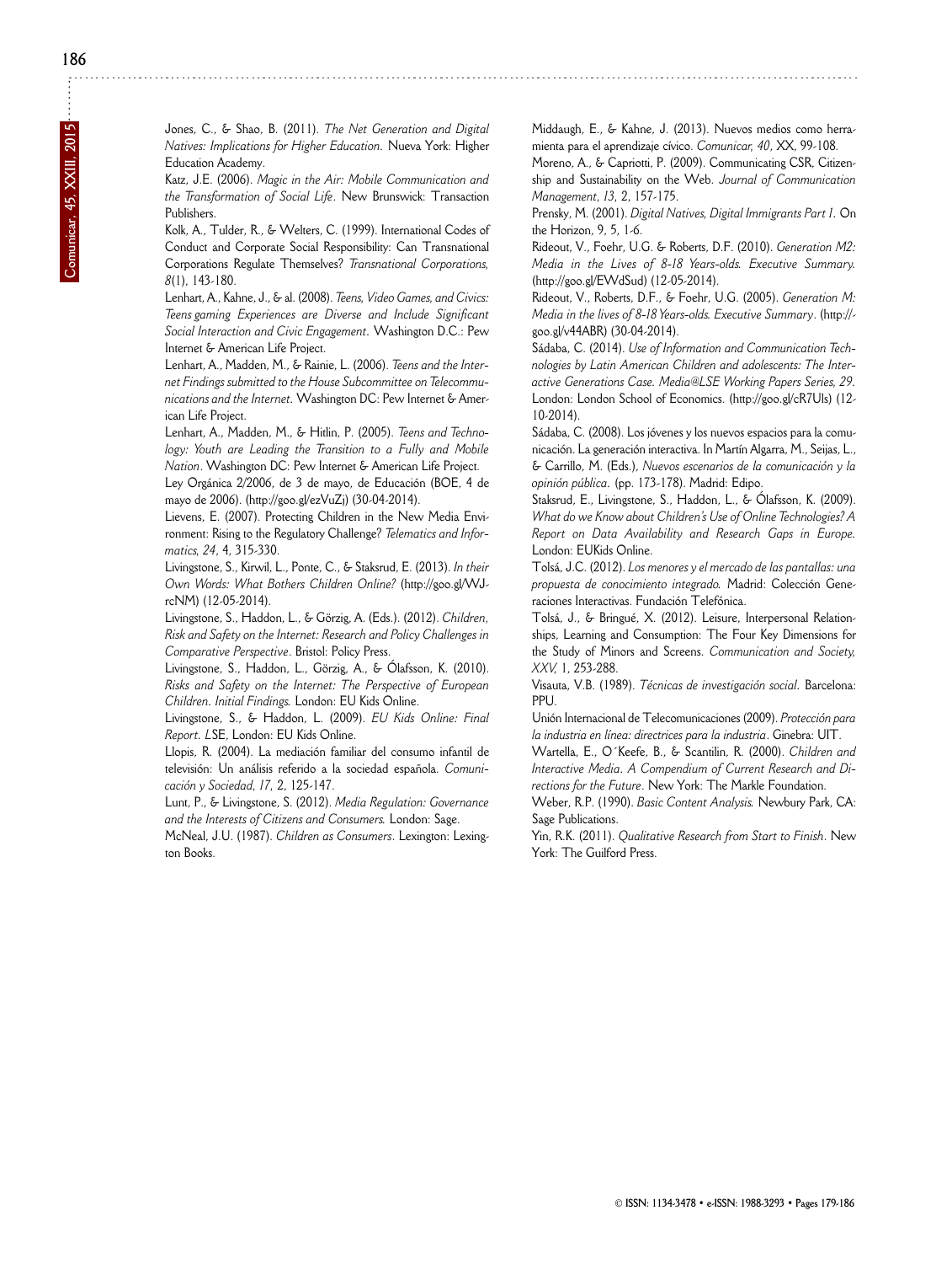Jones, C., & Shao, B. (2011). *The Net Generation and Digital Natives: Implications for Higher Education*. Nueva York: Higher Education Academy.

Katz, J.E. (2006). *Magic in the Air: Mobile Communication and the Transformation of Social Life*. New Brunswick: Transaction Publishers.

Kolk, A., Tulder, R., & Welters, C. (1999). International Codes of Conduct and Corporate Social Responsibility: Can Transnational Corporations Regulate Themselves? *Transnational Corporations, 8*(1), 143-180.

Lenhart, A., Kahne, J., & al. (2008). *Teens, Video Games, and Civics: Teens gaming Experiences are Diverse and Include Significant Social Interaction and Civic Engagement*. Washington D.C.: Pew Internet & American Life Project.

Lenhart, A., Madden, M., & Rainie, L. (2006). *Teens and the Internet Findings submitted to the House Subcommittee on Telecommunications and the Internet*. Washington DC: Pew Internet & American Life Project.

Lenhart, A., Madden, M., & Hitlin, P. (2005). *Teens and Technology: Youth are Leading the Transition to a Fully and Mobile Nation*. Washington DC: Pew Internet & American Life Project.

Ley Orgánica 2/2006, de 3 de mayo, de Educación (BOE, 4 de mayo de 2006). (http://goo.gl/ezVuZj) (30-04-2014).

Lievens, E. (2007). Protecting Children in the New Media Environment: Rising to the Regulatory Challenge? *Telematics and Informatics, 24*, 4, 315-330.

Livingstone, S., Kirwil, L., Ponte, C., & Staksrud, E. (2013). *In their Own Words: What Bothers Children Online?* (http://goo.gl/WJrcNM) (12-05-2014).

Livingstone, S., Haddon, L., & Görzig, A. (Eds.). (2012). *Children, Risk and Safety on the Internet: Research and Policy Challenges in Comparative Perspective*. Bristol: Policy Press.

Livingstone, S., Haddon, L., Görzig, A., & Ólafsson, K. (2010). *Risks and Safety on the Internet: The Perspective of European Children. Initial Findings.* London: EU Kids Online.

Livingstone, S., & Haddon, L. (2009). *EU Kids Online: Final Report*. LSE, London: EU Kids Online.

Llopis, R. (2004). La mediación familiar del consumo infantil de televisión: Un análisis referido a la sociedad española. *Comunicación y Sociedad, 17*, 2, 125-147.

Lunt, P., & Livingstone, S. (2012). *Media Regulation: Governance and the Interests of Citizens and Consumers.* London: Sage.

McNeal, J.U. (1987). *Children as Consumers*. Lexington: Lexington Books.

Middaugh, E., & Kahne, J. (2013). Nuevos medios como herramienta para el aprendizaje cívico. *Comunicar, 40*, XX, 99-108.

Moreno, A., & Capriotti, P. (2009). Communicating CSR, Citizenship and Sustainability on the Web. *Journal of Communication Management, 13*, 2, 157-175.

Prensky, M. (2001). *Digital Natives, Digital Immigrants Part I*. On the Horizon, 9, 5, 1-6.

Rideout, V., Foehr, U.G. & Roberts, D.F. (2010). *Generation M2: Media in the Lives of 8-18 Years-olds. Executive Summary.* (http://goo.gl/EWdSud) (12-05-2014).

Rideout, V., Roberts, D.F., & Foehr, U.G. (2005). *Generation M: Media in the lives of 8-18 Years-olds. Executive Summary*. (http://goo.gl/v44ABR) (30-04-2014).

Sádaba, C. (2014). *Use of Information and Communication Technologies by Latin American Children and adolescents: The Interactive Generations Case. Media@LSE Working Papers Series, 29*. London: London School of Economics. (http://goo.gl/cR7UIs) (12-10-2014).

Sádaba, C. (2008). Los jóvenes y los nuevos espacios para la comunicación. La generación interactiva. In Martín Algarra, M., Seijas, L., & Carrillo, M. (Eds.), *Nuevos escenarios de la comunicación y la opinión pública*. (pp. 173-178). Madrid: Edipo.

Staksrud, E., Livingstone, S., Haddon, L., & Ólafsson, K. (2009). *What do we Know about Children's Use of Online Technologies? A Report on Data Availability and Research Gaps in Europe.* London: EUKids Online.

Tolsá, J.C. (2012). *Los menores y el mercado de las pantallas: una propuesta de conocimiento integrado.* Madrid: Colección Generaciones Interactivas. Fundación Telefónica.

Tolsá, J., & Bringué, X. (2012). Leisure, Interpersonal Relationships, Learning and Consumption: The Four Key Dimensions for the Study of Minors and Screens. *Communication and Society, XXV*, 1, 253-288.

Visauta, V.B. (1989). *Técnicas de investigación social*. Barcelona: PPU.

Unión Internacional de Telecomunicaciones (2009). *Protección para la industria en línea: directrices para la industria*. Ginebra: UIT.

Wartella, E., O´Keefe, B., & Scantilin, R. (2000). *Children and Interactive Media. A Compendium of Current Research and Directions for the Future*. New York: The Markle Foundation.

Weber, R.P. (1990). *Basic Content Analysis.* Newbury Park, CA: Sage Publications.

Yin, R.K. (2011). *Qualitative Research from Start to Finish*. New York: The Guilford Press.